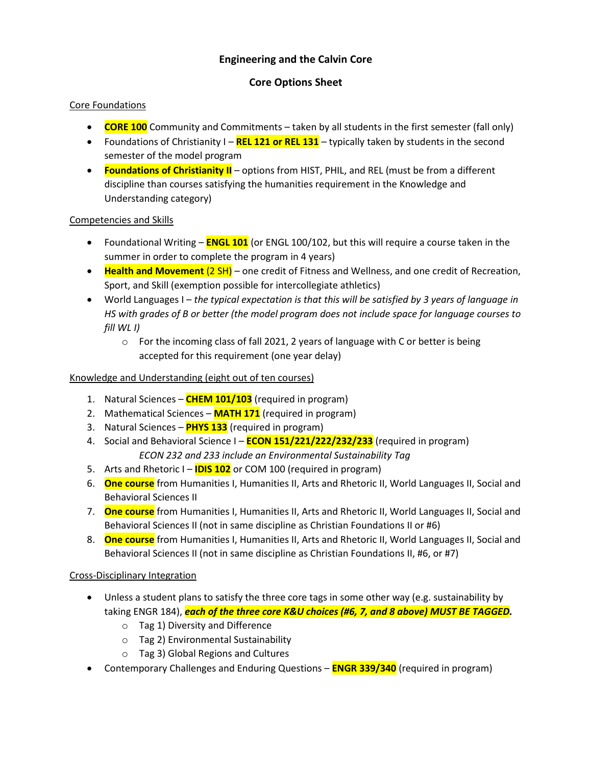# Engineering and the Calvin Core

## Core Options Sheet

Core Foundations

- **CORE 100** Community and Commitments – taken by all students in the first semester (fall only)
- Foundations of Christianity I – **REL 121 or REL 131** – typically taken by students in the second semester of the model program
- **Foundations of Christianity II** – options from HIST, PHIL, and REL (must be from a different discipline than courses satisfying the humanities requirement in the Knowledge and Understanding category)

Competencies and Skills

- Foundational Writing – **ENGL 101** (or ENGL 100/102, but this will require a course taken in the summer in order to complete the program in 4 years)
- **Health and Movement** (2 SH) – one credit of Fitness and Wellness, and one credit of Recreation, Sport, and Skill (exemption possible for intercollegiate athletics)
- World Languages I – *the typical expectation is that this will be satisfied by 3 years of language in HS with grades of B or better (the model program does not include space for language courses to fill WL I)*
  - For the incoming class of fall 2021, 2 years of language with C or better is being accepted for this requirement (one year delay)

Knowledge and Understanding (eight out of ten courses)

1. Natural Sciences – **CHEM 101/103** (required in program)
2. Mathematical Sciences – **MATH 171** (required in program)
3. Natural Sciences – **PHYS 133** (required in program)
4. Social and Behavioral Science I – **ECON 151/221/222/232/233** (required in program)
   *ECON 232 and 233 include an Environmental Sustainability Tag*
5. Arts and Rhetoric I – **IDIS 102** or COM 100 (required in program)
6. **One course** from Humanities I, Humanities II, Arts and Rhetoric II, World Languages II, Social and Behavioral Sciences II
7. **One course** from Humanities I, Humanities II, Arts and Rhetoric II, World Languages II, Social and Behavioral Sciences II (not in same discipline as Christian Foundations II or #6)
8. **One course** from Humanities I, Humanities II, Arts and Rhetoric II, World Languages II, Social and Behavioral Sciences II (not in same discipline as Christian Foundations II, #6, or #7)

Cross-Disciplinary Integration

- Unless a student plans to satisfy the three core tags in some other way (e.g. sustainability by taking ENGR 184), ***each of the three core K&U choices (#6, 7, and 8 above) MUST BE TAGGED.***
  - Tag 1) Diversity and Difference
  - Tag 2) Environmental Sustainability
  - Tag 3) Global Regions and Cultures
- Contemporary Challenges and Enduring Questions – **ENGR 339/340** (required in program)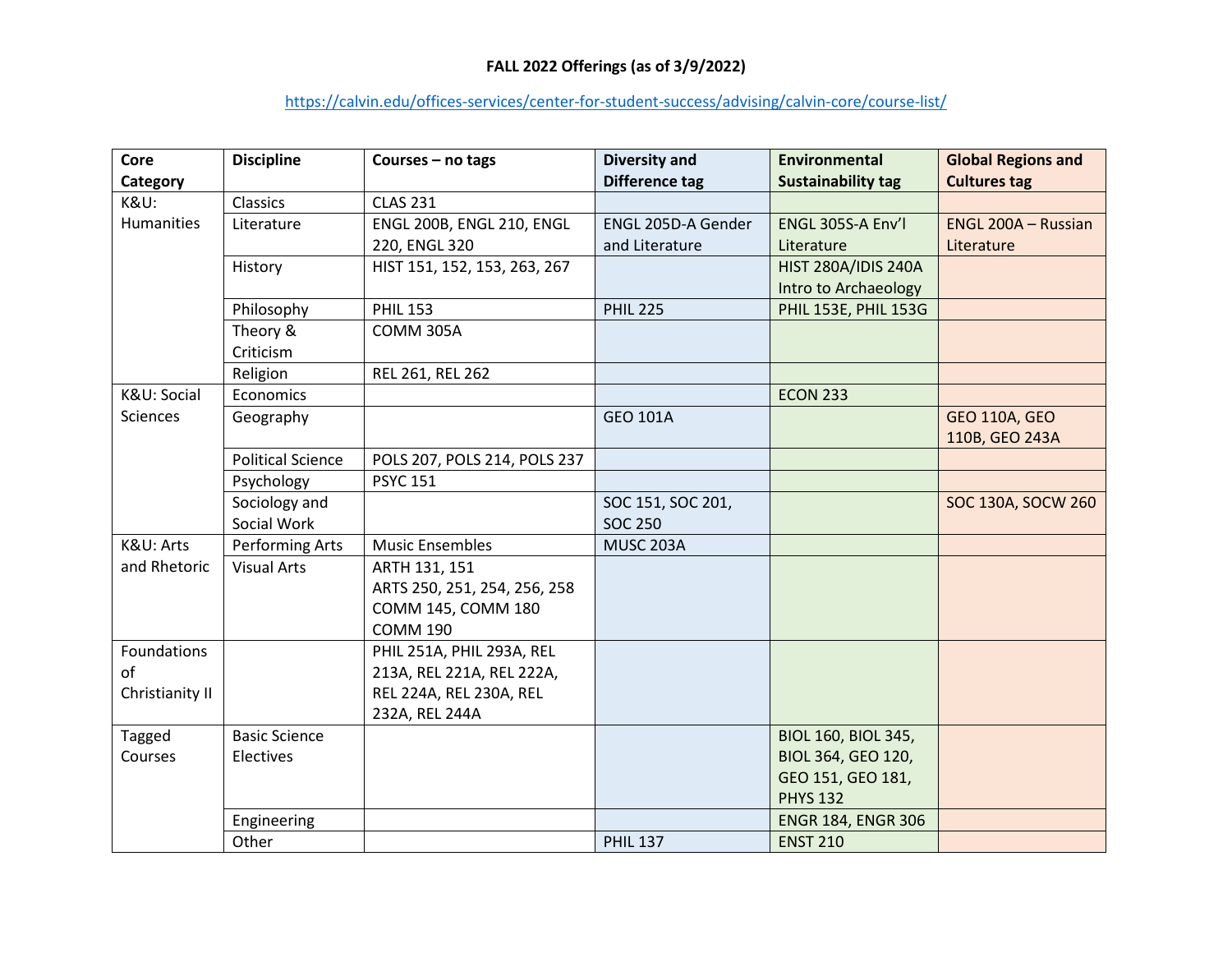**FALL 2022 Offerings (as of 3/9/2022)**

https://calvin.edu/offices-services/center-for-student-success/advising/calvin-core/course-list/

| Core Category | Discipline | Courses – no tags | Diversity and Difference tag | Environmental Sustainability tag | Global Regions and Cultures tag |
|---|---|---|---|---|---|
| K&U: Humanities | Classics | CLAS 231 | | | |
| | Literature | ENGL 200B, ENGL 210, ENGL 220, ENGL 320 | ENGL 205D-A Gender and Literature | ENGL 305S-A Env'l Literature | ENGL 200A – Russian Literature |
| | History | HIST 151, 152, 153, 263, 267 | | HIST 280A/IDIS 240A Intro to Archaeology | |
| | Philosophy | PHIL 153 | PHIL 225 | PHIL 153E, PHIL 153G | |
| | Theory & Criticism | COMM 305A | | | |
| | Religion | REL 261, REL 262 | | | |
| K&U: Social Sciences | Economics | | | ECON 233 | |
| | Geography | | GEO 101A | | GEO 110A, GEO 110B, GEO 243A |
| | Political Science | POLS 207, POLS 214, POLS 237 | | | |
| | Psychology | PSYC 151 | | | |
| | Sociology and Social Work | | SOC 151, SOC 201, SOC 250 | | SOC 130A, SOCW 260 |
| K&U: Arts and Rhetoric | Performing Arts | Music Ensembles | MUSC 203A | | |
| | Visual Arts | ARTH 131, 151<br>ARTS 250, 251, 254, 256, 258<br>COMM 145, COMM 180<br>COMM 190 | | | |
| Foundations of Christianity II | | PHIL 251A, PHIL 293A, REL 213A, REL 221A, REL 222A, REL 224A, REL 230A, REL 232A, REL 244A | | | |
| Tagged Courses | Basic Science Electives | | | BIOL 160, BIOL 345, BIOL 364, GEO 120, GEO 151, GEO 181, PHYS 132 | |
| | Engineering | | | ENGR 184, ENGR 306 | |
| | Other | | PHIL 137 | ENST 210 | |